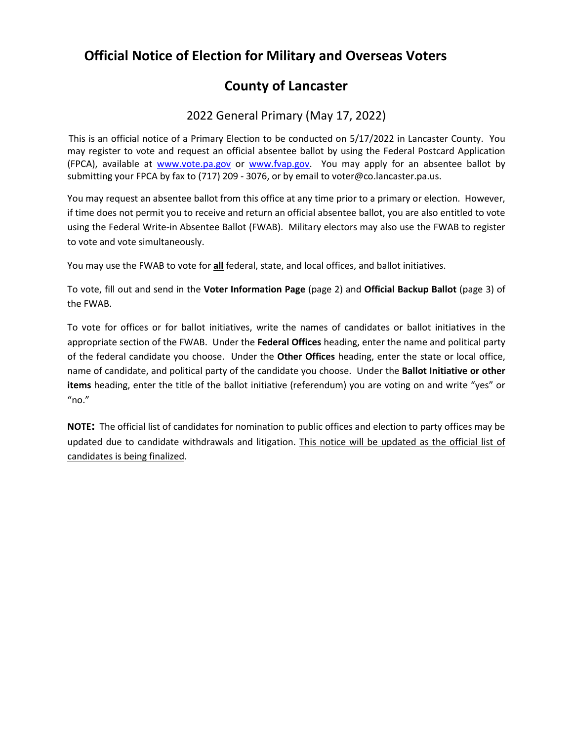# Official Notice of Election for Military and Overseas Voters

## County of Lancaster

### 2022 General Primary (May 17, 2022)

This is an official notice of a Primary Election to be conducted on 5/17/2022 in Lancaster County. You may register to vote and request an official absentee ballot by using the Federal Postcard Application (FPCA), available at [www.vote.pa.gov](http://www.vote.pa.gov) or [www.fvap.gov](http://www.fvap.gov). You may apply for an absentee ballot by submitting your FPCA by fax to (717) 209 - 3076, or by email to voter@co.lancaster.pa.us.

You may request an absentee ballot from this office at any time prior to a primary or election. However, if time does not permit you to receive and return an official absentee ballot, you are also entitled to vote using the Federal Write-in Absentee Ballot (FWAB). Military electors may also use the FWAB to register to vote and vote simultaneously.

You may use the FWAB to vote for **<u>all</u>** federal, state, and local offices, and ballot initiatives.

To vote, fill out and send in the **Voter Information Page** (page 2) and **Official Backup Ballot** (page 3) of the FWAB.

To vote for offices or for ballot initiatives, write the names of candidates or ballot initiatives in the appropriate section of the FWAB. Under the **Federal Offices** heading, enter the name and political party of the federal candidate you choose. Under the **Other Offices** heading, enter the state or local office, name of candidate, and political party of the candidate you choose. Under the **Ballot Initiative or other items** heading, enter the title of the ballot initiative (referendum) you are voting on and write "yes" or "no."

**NOTE:** The official list of candidates for nomination to public offices and election to party offices may be updated due to candidate withdrawals and litigation. <u>This notice will be updated as the official list of candidates is being finalized</u>.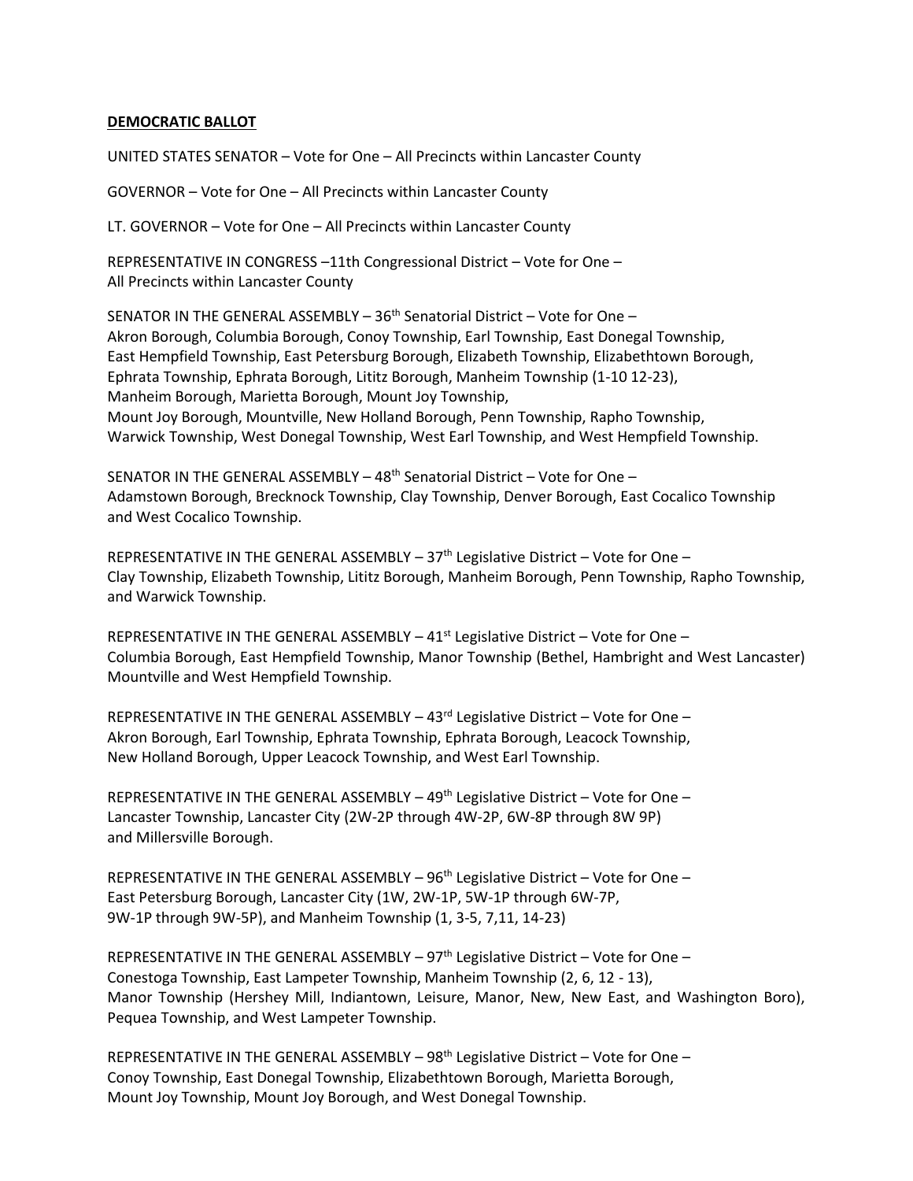**DEMOCRATIC BALLOT**

UNITED STATES SENATOR – Vote for One – All Precincts within Lancaster County

GOVERNOR – Vote for One – All Precincts within Lancaster County

LT. GOVERNOR – Vote for One – All Precincts within Lancaster County

REPRESENTATIVE IN CONGRESS –11th Congressional District – Vote for One –
All Precincts within Lancaster County

SENATOR IN THE GENERAL ASSEMBLY – 36th Senatorial District – Vote for One –
Akron Borough, Columbia Borough, Conoy Township, Earl Township, East Donegal Township, East Hempfield Township, East Petersburg Borough, Elizabeth Township, Elizabethtown Borough, Ephrata Township, Ephrata Borough, Lititz Borough, Manheim Township (1-10 12-23), Manheim Borough, Marietta Borough, Mount Joy Township, Mount Joy Borough, Mountville, New Holland Borough, Penn Township, Rapho Township, Warwick Township, West Donegal Township, West Earl Township, and West Hempfield Township.

SENATOR IN THE GENERAL ASSEMBLY – 48th Senatorial District – Vote for One –
Adamstown Borough, Brecknock Township, Clay Township, Denver Borough, East Cocalico Township and West Cocalico Township.

REPRESENTATIVE IN THE GENERAL ASSEMBLY – 37th Legislative District – Vote for One –
Clay Township, Elizabeth Township, Lititz Borough, Manheim Borough, Penn Township, Rapho Township, and Warwick Township.

REPRESENTATIVE IN THE GENERAL ASSEMBLY – 41st Legislative District – Vote for One –
Columbia Borough, East Hempfield Township, Manor Township (Bethel, Hambright and West Lancaster) Mountville and West Hempfield Township.

REPRESENTATIVE IN THE GENERAL ASSEMBLY – 43rd Legislative District – Vote for One –
Akron Borough, Earl Township, Ephrata Township, Ephrata Borough, Leacock Township, New Holland Borough, Upper Leacock Township, and West Earl Township.

REPRESENTATIVE IN THE GENERAL ASSEMBLY – 49th Legislative District – Vote for One –
Lancaster Township, Lancaster City (2W-2P through 4W-2P, 6W-8P through 8W 9P) and Millersville Borough.

REPRESENTATIVE IN THE GENERAL ASSEMBLY – 96th Legislative District – Vote for One –
East Petersburg Borough, Lancaster City (1W, 2W-1P, 5W-1P through 6W-7P, 9W-1P through 9W-5P), and Manheim Township (1, 3-5, 7,11, 14-23)

REPRESENTATIVE IN THE GENERAL ASSEMBLY – 97th Legislative District – Vote for One –
Conestoga Township, East Lampeter Township, Manheim Township (2, 6, 12 - 13), Manor Township (Hershey Mill, Indiantown, Leisure, Manor, New, New East, and Washington Boro), Pequea Township, and West Lampeter Township.

REPRESENTATIVE IN THE GENERAL ASSEMBLY – 98th Legislative District – Vote for One –
Conoy Township, East Donegal Township, Elizabethtown Borough, Marietta Borough, Mount Joy Township, Mount Joy Borough, and West Donegal Township.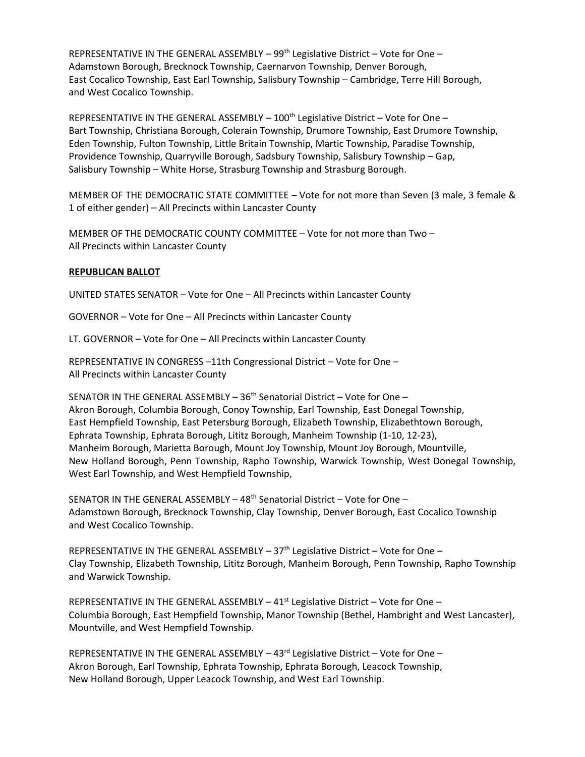REPRESENTATIVE IN THE GENERAL ASSEMBLY – 99th Legislative District – Vote for One – Adamstown Borough, Brecknock Township, Caernarvon Township, Denver Borough, East Cocalico Township, East Earl Township, Salisbury Township – Cambridge, Terre Hill Borough, and West Cocalico Township.

REPRESENTATIVE IN THE GENERAL ASSEMBLY – 100th Legislative District – Vote for One – Bart Township, Christiana Borough, Colerain Township, Drumore Township, East Drumore Township, Eden Township, Fulton Township, Little Britain Township, Martic Township, Paradise Township, Providence Township, Quarryville Borough, Sadsbury Township, Salisbury Township – Gap, Salisbury Township – White Horse, Strasburg Township and Strasburg Borough.

MEMBER OF THE DEMOCRATIC STATE COMMITTEE – Vote for not more than Seven (3 male, 3 female & 1 of either gender) – All Precincts within Lancaster County

MEMBER OF THE DEMOCRATIC COUNTY COMMITTEE – Vote for not more than Two – All Precincts within Lancaster County

**REPUBLICAN BALLOT**

UNITED STATES SENATOR – Vote for One – All Precincts within Lancaster County

GOVERNOR – Vote for One – All Precincts within Lancaster County

LT. GOVERNOR – Vote for One – All Precincts within Lancaster County

REPRESENTATIVE IN CONGRESS –11th Congressional District – Vote for One – All Precincts within Lancaster County

SENATOR IN THE GENERAL ASSEMBLY – 36th Senatorial District – Vote for One – Akron Borough, Columbia Borough, Conoy Township, Earl Township, East Donegal Township, East Hempfield Township, East Petersburg Borough, Elizabeth Township, Elizabethtown Borough, Ephrata Township, Ephrata Borough, Lititz Borough, Manheim Township (1-10, 12-23), Manheim Borough, Marietta Borough, Mount Joy Township, Mount Joy Borough, Mountville, New Holland Borough, Penn Township, Rapho Township, Warwick Township, West Donegal Township, West Earl Township, and West Hempfield Township,

SENATOR IN THE GENERAL ASSEMBLY – 48th Senatorial District – Vote for One – Adamstown Borough, Brecknock Township, Clay Township, Denver Borough, East Cocalico Township and West Cocalico Township.

REPRESENTATIVE IN THE GENERAL ASSEMBLY – 37th Legislative District – Vote for One – Clay Township, Elizabeth Township, Lititz Borough, Manheim Borough, Penn Township, Rapho Township and Warwick Township.

REPRESENTATIVE IN THE GENERAL ASSEMBLY – 41st Legislative District – Vote for One – Columbia Borough, East Hempfield Township, Manor Township (Bethel, Hambright and West Lancaster), Mountville, and West Hempfield Township.

REPRESENTATIVE IN THE GENERAL ASSEMBLY – 43rd Legislative District – Vote for One – Akron Borough, Earl Township, Ephrata Township, Ephrata Borough, Leacock Township, New Holland Borough, Upper Leacock Township, and West Earl Township.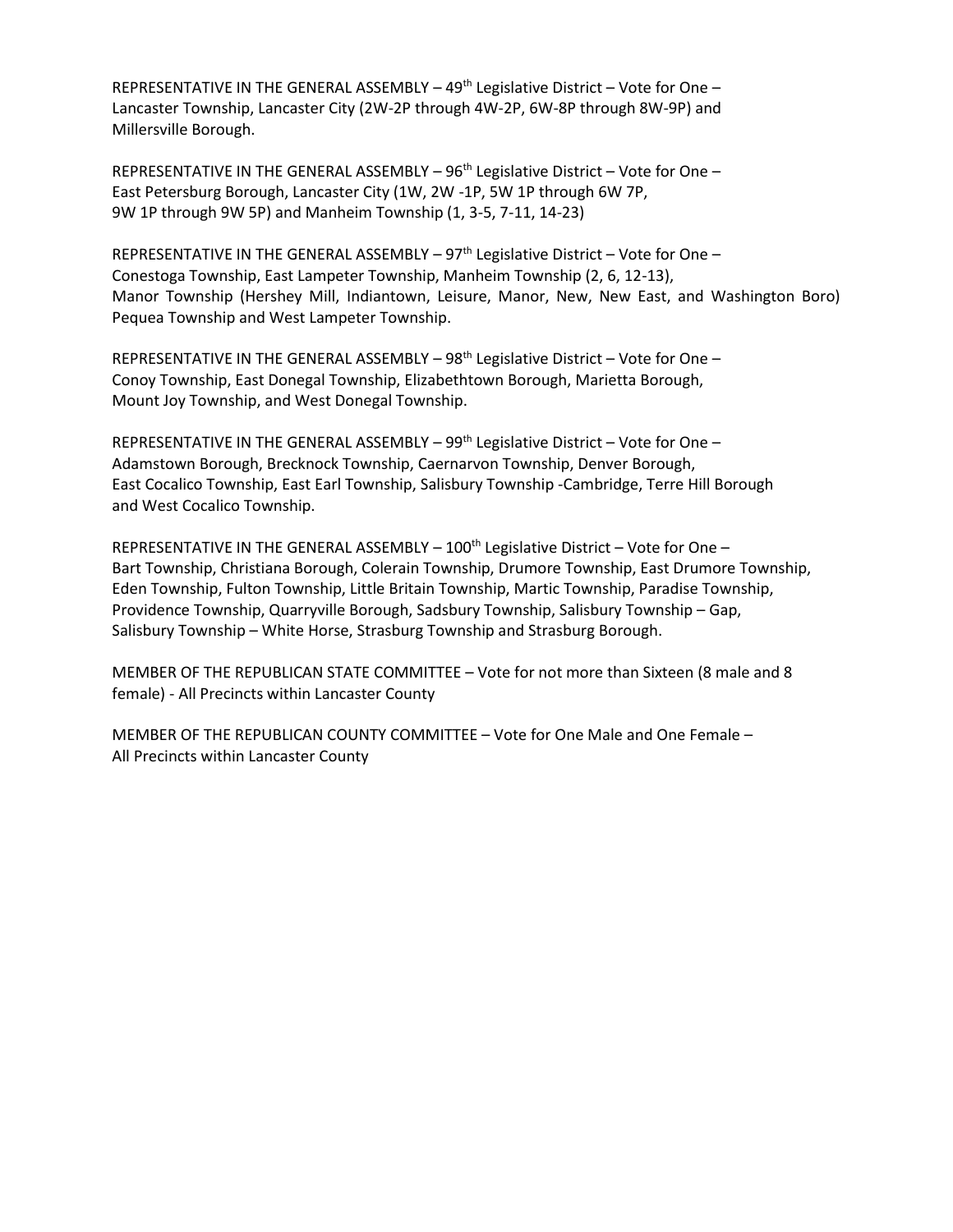REPRESENTATIVE IN THE GENERAL ASSEMBLY – 49th Legislative District – Vote for One – Lancaster Township, Lancaster City (2W-2P through 4W-2P, 6W-8P through 8W-9P) and Millersville Borough.

REPRESENTATIVE IN THE GENERAL ASSEMBLY – 96th Legislative District – Vote for One – East Petersburg Borough, Lancaster City (1W, 2W -1P, 5W 1P through 6W 7P, 9W 1P through 9W 5P) and Manheim Township (1, 3-5, 7-11, 14-23)

REPRESENTATIVE IN THE GENERAL ASSEMBLY – 97th Legislative District – Vote for One – Conestoga Township, East Lampeter Township, Manheim Township (2, 6, 12-13), Manor Township (Hershey Mill, Indiantown, Leisure, Manor, New, New East, and Washington Boro) Pequea Township and West Lampeter Township.

REPRESENTATIVE IN THE GENERAL ASSEMBLY – 98th Legislative District – Vote for One – Conoy Township, East Donegal Township, Elizabethtown Borough, Marietta Borough, Mount Joy Township, and West Donegal Township.

REPRESENTATIVE IN THE GENERAL ASSEMBLY – 99th Legislative District – Vote for One – Adamstown Borough, Brecknock Township, Caernarvon Township, Denver Borough, East Cocalico Township, East Earl Township, Salisbury Township -Cambridge, Terre Hill Borough and West Cocalico Township.

REPRESENTATIVE IN THE GENERAL ASSEMBLY – 100th Legislative District – Vote for One – Bart Township, Christiana Borough, Colerain Township, Drumore Township, East Drumore Township, Eden Township, Fulton Township, Little Britain Township, Martic Township, Paradise Township, Providence Township, Quarryville Borough, Sadsbury Township, Salisbury Township – Gap, Salisbury Township – White Horse, Strasburg Township and Strasburg Borough.

MEMBER OF THE REPUBLICAN STATE COMMITTEE – Vote for not more than Sixteen (8 male and 8 female) - All Precincts within Lancaster County

MEMBER OF THE REPUBLICAN COUNTY COMMITTEE – Vote for One Male and One Female – All Precincts within Lancaster County